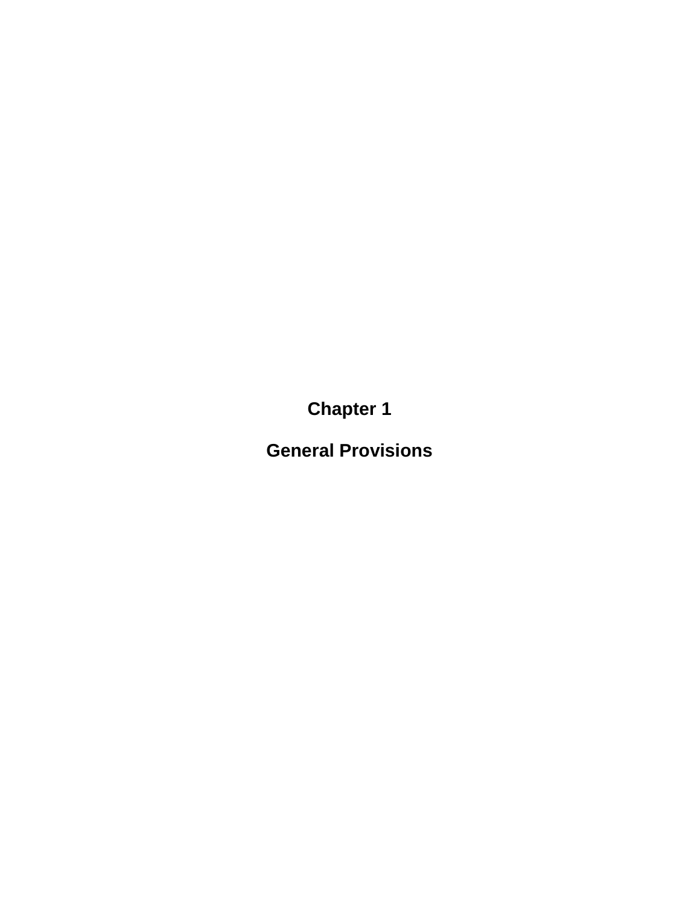# Chapter 1

# General Provisions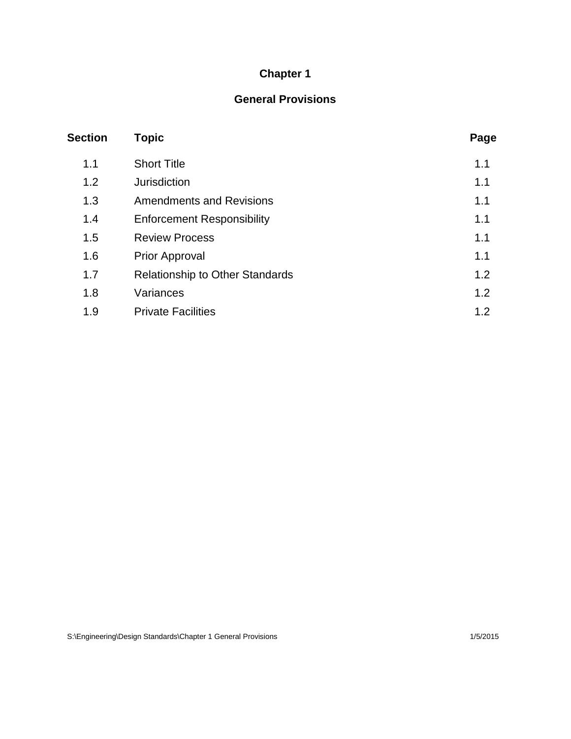# Chapter 1

## General Provisions

| Section | Topic | Page |
| --- | --- | --- |
| 1.1 | Short Title | 1.1 |
| 1.2 | Jurisdiction | 1.1 |
| 1.3 | Amendments and Revisions | 1.1 |
| 1.4 | Enforcement Responsibility | 1.1 |
| 1.5 | Review Process | 1.1 |
| 1.6 | Prior Approval | 1.1 |
| 1.7 | Relationship to Other Standards | 1.2 |
| 1.8 | Variances | 1.2 |
| 1.9 | Private Facilities | 1.2 |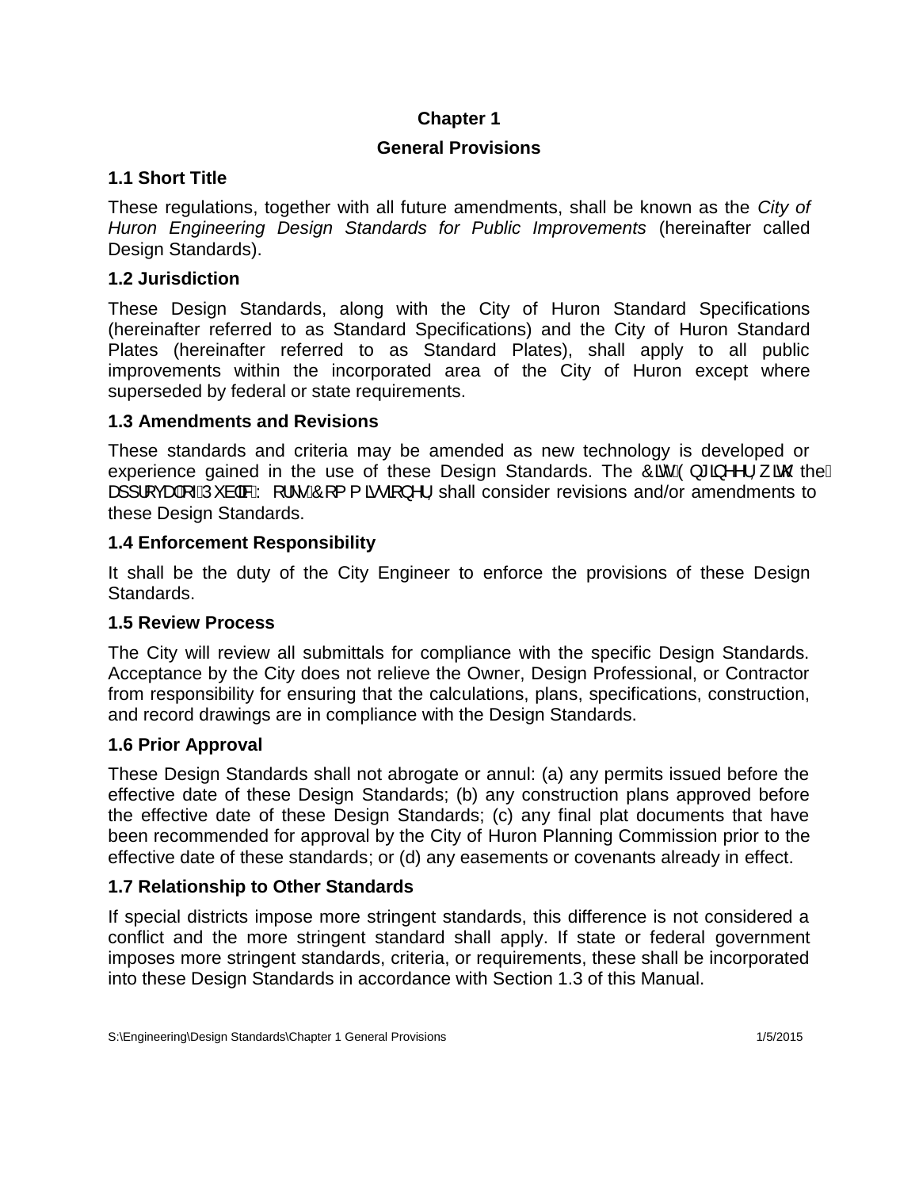# Chapter 1

## General Provisions

### 1.1 Short Title

These regulations, together with all future amendments, shall be known as the *City of Huron Engineering Design Standards for Public Improvements* (hereinafter called Design Standards).

### 1.2 Jurisdiction

These Design Standards, along with the City of Huron Standard Specifications (hereinafter referred to as Standard Specifications) and the City of Huron Standard Plates (hereinafter referred to as Standard Plates), shall apply to all public improvements within the incorporated area of the City of Huron except where superseded by federal or state requirements.

### 1.3 Amendments and Revisions

These standards and criteria may be amended as new technology is developed or experience gained in the use of these Design Standards. The City Engineer, with the approval of Public Works Commissioner, shall consider revisions and/or amendments to these Design Standards.

### 1.4 Enforcement Responsibility

It shall be the duty of the City Engineer to enforce the provisions of these Design Standards.

### 1.5 Review Process

The City will review all submittals for compliance with the specific Design Standards. Acceptance by the City does not relieve the Owner, Design Professional, or Contractor from responsibility for ensuring that the calculations, plans, specifications, construction, and record drawings are in compliance with the Design Standards.

### 1.6 Prior Approval

These Design Standards shall not abrogate or annul: (a) any permits issued before the effective date of these Design Standards; (b) any construction plans approved before the effective date of these Design Standards; (c) any final plat documents that have been recommended for approval by the City of Huron Planning Commission prior to the effective date of these standards; or (d) any easements or covenants already in effect.

### 1.7 Relationship to Other Standards

If special districts impose more stringent standards, this difference is not considered a conflict and the more stringent standard shall apply. If state or federal government imposes more stringent standards, criteria, or requirements, these shall be incorporated into these Design Standards in accordance with Section 1.3 of this Manual.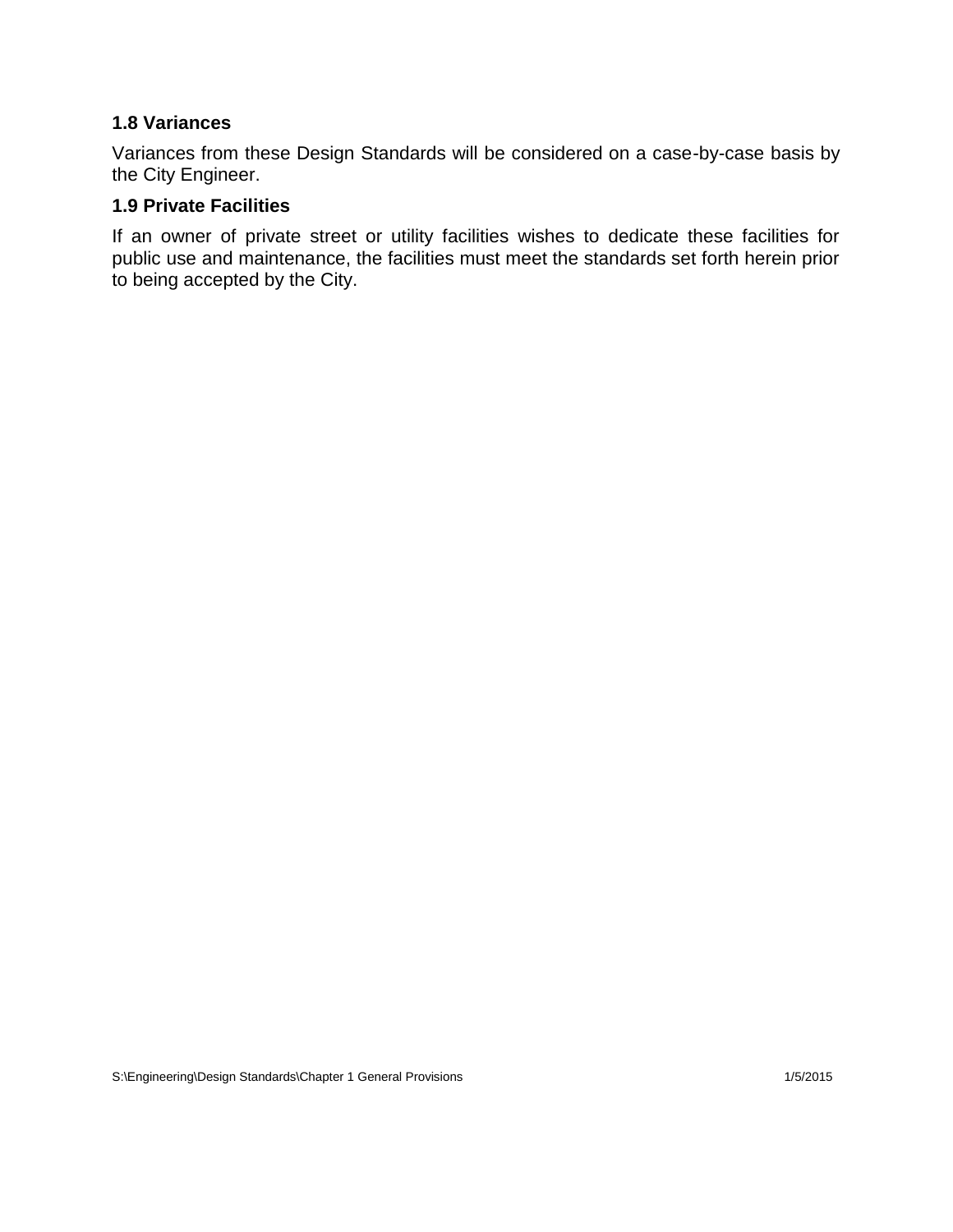## 1.8 Variances

Variances from these Design Standards will be considered on a case-by-case basis by the City Engineer.

## 1.9 Private Facilities

If an owner of private street or utility facilities wishes to dedicate these facilities for public use and maintenance, the facilities must meet the standards set forth herein prior to being accepted by the City.